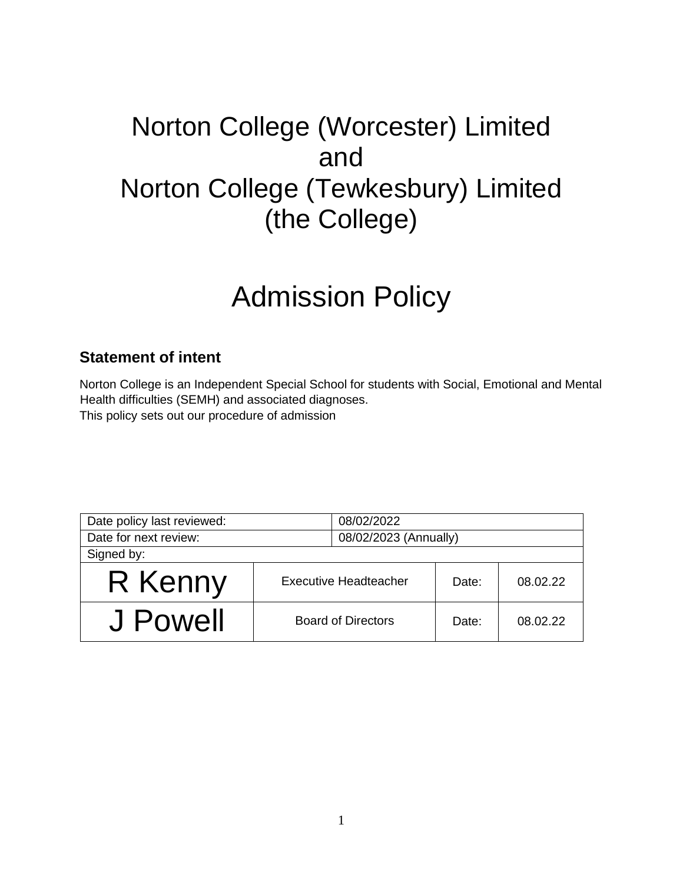# Norton College (Worcester) Limited
# and
# Norton College (Tewkesbury) Limited
# (the College)

# Admission Policy

### Statement of intent

Norton College is an Independent Special School for students with Social, Emotional and Mental Health difficulties (SEMH) and associated diagnoses.
This policy sets out our procedure of admission

| Date policy last reviewed: | | 08/02/2022 | |
|---|---|---|---|
| Date for next review: | | 08/02/2023 (Annually) | |
| Signed by: | | | |
| R Kenny | Executive Headteacher | Date: | 08.02.22 |
| J Powell | Board of Directors | Date: | 08.02.22 |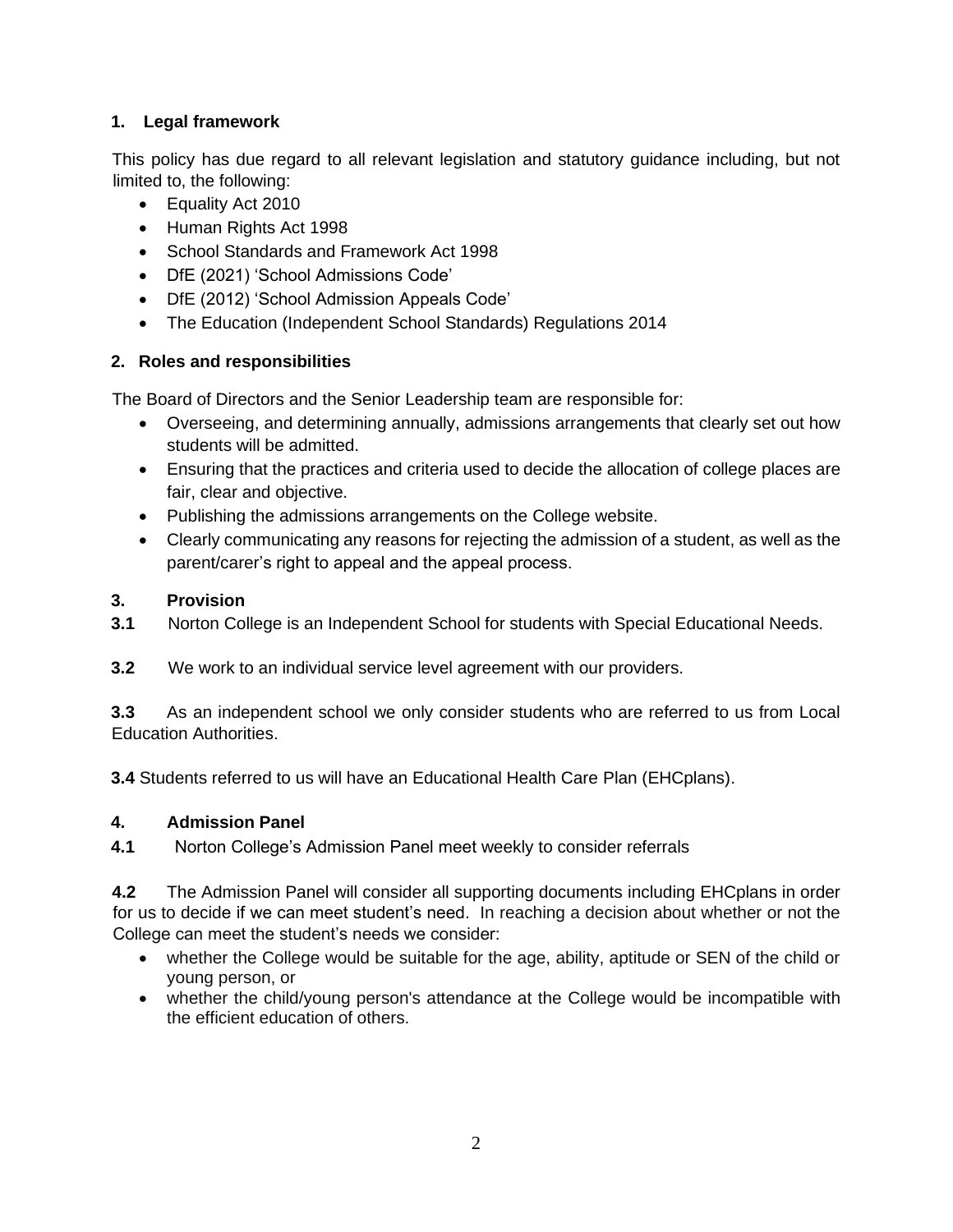## 1. Legal framework

This policy has due regard to all relevant legislation and statutory guidance including, but not limited to, the following:

- Equality Act 2010
- Human Rights Act 1998
- School Standards and Framework Act 1998
- DfE (2021) 'School Admissions Code'
- DfE (2012) 'School Admission Appeals Code'
- The Education (Independent School Standards) Regulations 2014

## 2. Roles and responsibilities

The Board of Directors and the Senior Leadership team are responsible for:

- Overseeing, and determining annually, admissions arrangements that clearly set out how students will be admitted.
- Ensuring that the practices and criteria used to decide the allocation of college places are fair, clear and objective.
- Publishing the admissions arrangements on the College website.
- Clearly communicating any reasons for rejecting the admission of a student, as well as the parent/carer's right to appeal and the appeal process.

## 3. Provision

**3.1** Norton College is an Independent School for students with Special Educational Needs.

**3.2** We work to an individual service level agreement with our providers.

**3.3** As an independent school we only consider students who are referred to us from Local Education Authorities.

**3.4** Students referred to us will have an Educational Health Care Plan (EHCplans).

## 4. Admission Panel

**4.1** Norton College's Admission Panel meet weekly to consider referrals

**4.2** The Admission Panel will consider all supporting documents including EHCplans in order for us to decide if we can meet student's need. In reaching a decision about whether or not the College can meet the student's needs we consider:

- whether the College would be suitable for the age, ability, aptitude or SEN of the child or young person, or
- whether the child/young person's attendance at the College would be incompatible with the efficient education of others.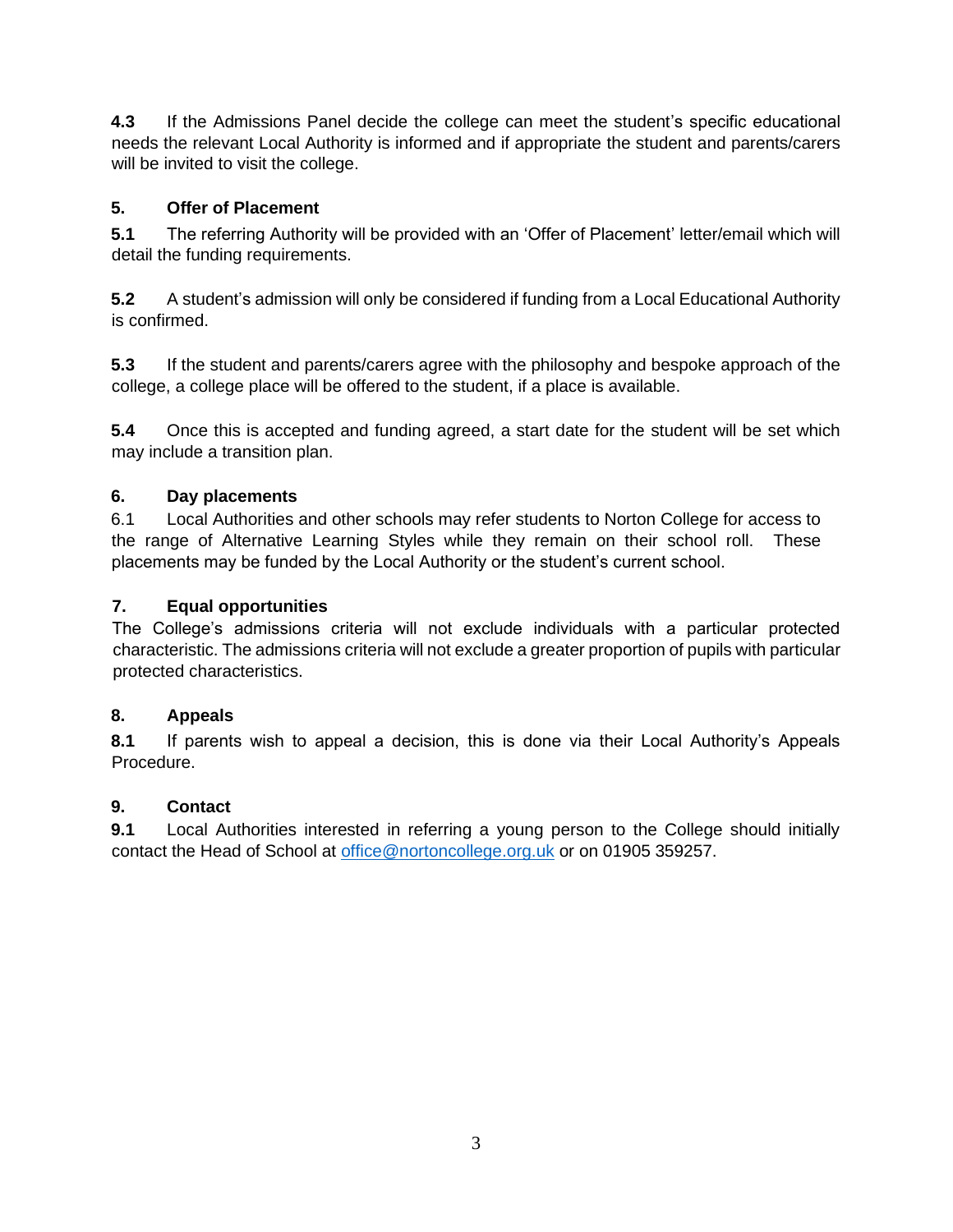**4.3** If the Admissions Panel decide the college can meet the student's specific educational needs the relevant Local Authority is informed and if appropriate the student and parents/carers will be invited to visit the college.

## 5. Offer of Placement

**5.1** The referring Authority will be provided with an 'Offer of Placement' letter/email which will detail the funding requirements.

**5.2** A student's admission will only be considered if funding from a Local Educational Authority is confirmed.

**5.3** If the student and parents/carers agree with the philosophy and bespoke approach of the college, a college place will be offered to the student, if a place is available.

**5.4** Once this is accepted and funding agreed, a start date for the student will be set which may include a transition plan.

## 6. Day placements

6.1 Local Authorities and other schools may refer students to Norton College for access to the range of Alternative Learning Styles while they remain on their school roll. These placements may be funded by the Local Authority or the student's current school.

## 7. Equal opportunities

The College's admissions criteria will not exclude individuals with a particular protected characteristic. The admissions criteria will not exclude a greater proportion of pupils with particular protected characteristics.

## 8. Appeals

**8.1** If parents wish to appeal a decision, this is done via their Local Authority's Appeals Procedure.

## 9. Contact

**9.1** Local Authorities interested in referring a young person to the College should initially contact the Head of School at office@nortoncollege.org.uk or on 01905 359257.